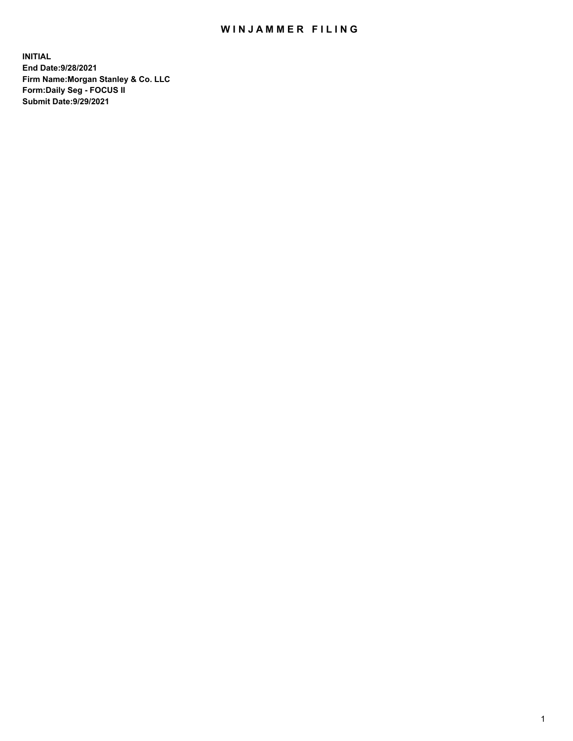# WINJAMMER FILING

**INITIAL**
**End Date:9/28/2021**
**Firm Name:Morgan Stanley & Co. LLC**
**Form:Daily Seg - FOCUS II**
**Submit Date:9/29/2021**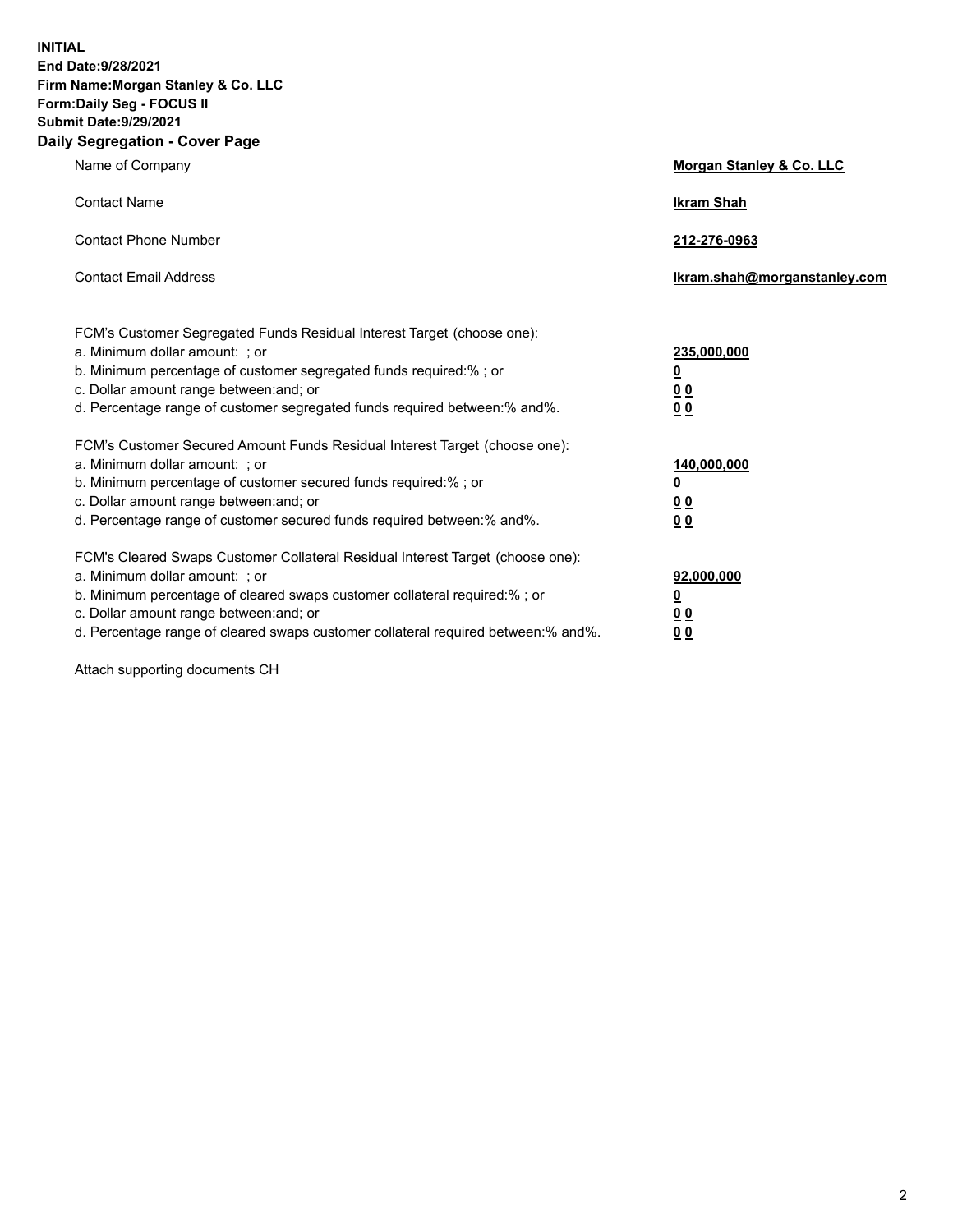**INITIAL**
**End Date:9/28/2021**
**Firm Name:Morgan Stanley & Co. LLC**
**Form:Daily Seg - FOCUS II**
**Submit Date:9/29/2021**

## Daily Segregation - Cover Page

| | |
|---|---|
| Name of Company | **Morgan Stanley & Co. LLC** |
| Contact Name | **Ikram Shah** |
| Contact Phone Number | **212-276-0963** |
| Contact Email Address | **Ikram.shah@morganstanley.com** |

| | |
|---|---|
| FCM's Customer Segregated Funds Residual Interest Target (choose one): | |
| a. Minimum dollar amount: ; or | **235,000,000** |
| b. Minimum percentage of customer segregated funds required:% ; or | **0** |
| c. Dollar amount range between:and; or | **0 0** |
| d. Percentage range of customer segregated funds required between:% and%. | **0 0** |
| FCM's Customer Secured Amount Funds Residual Interest Target (choose one): | |
| a. Minimum dollar amount: ; or | **140,000,000** |
| b. Minimum percentage of customer secured funds required:% ; or | **0** |
| c. Dollar amount range between:and; or | **0 0** |
| d. Percentage range of customer secured funds required between:% and%. | **0 0** |
| FCM's Cleared Swaps Customer Collateral Residual Interest Target (choose one): | |
| a. Minimum dollar amount: ; or | **92,000,000** |
| b. Minimum percentage of cleared swaps customer collateral required:% ; or | **0** |
| c. Dollar amount range between:and; or | **0 0** |
| d. Percentage range of cleared swaps customer collateral required between:% and%. | **0 0** |

Attach supporting documents CH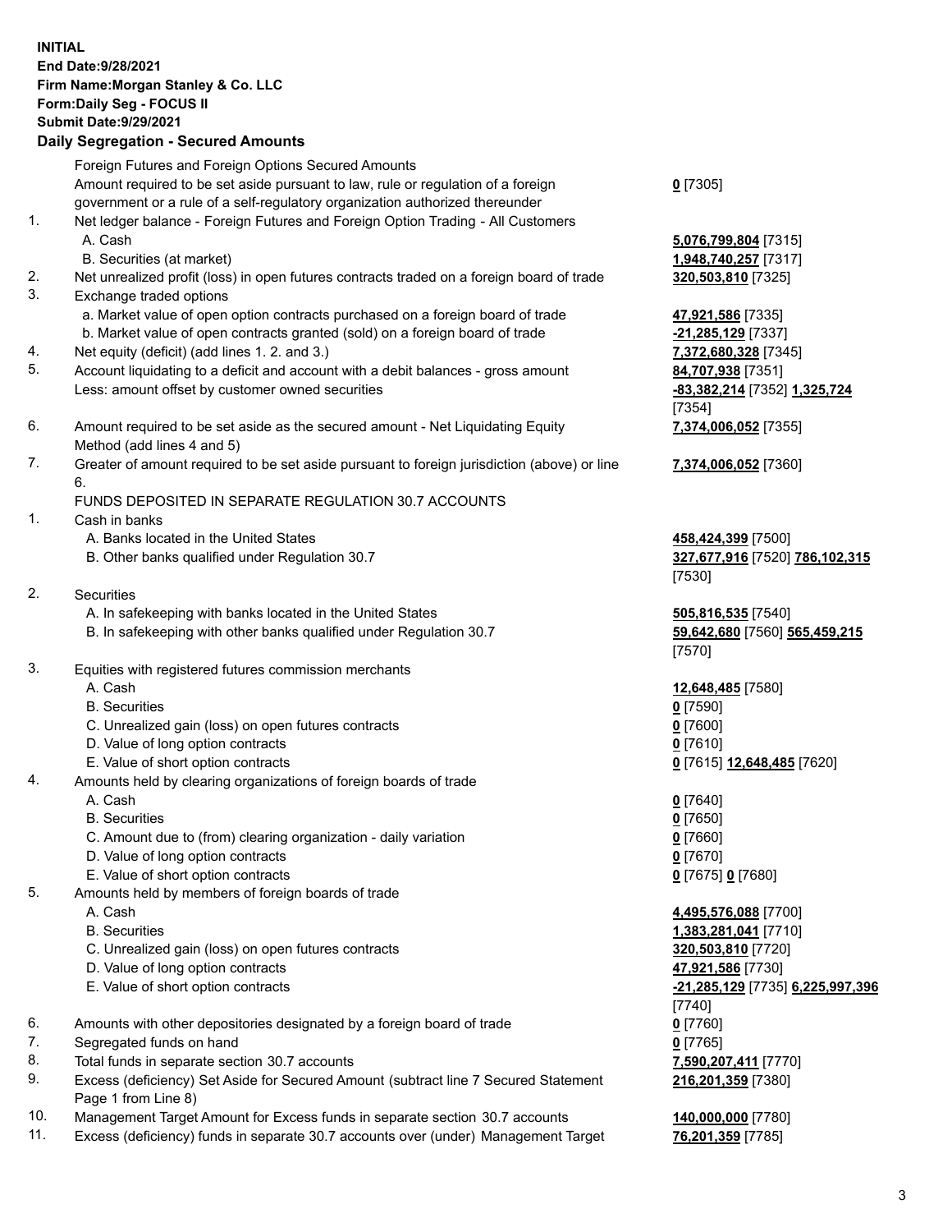**INITIAL**
**End Date:9/28/2021**
**Firm Name:Morgan Stanley & Co. LLC**
**Form:Daily Seg - FOCUS II**
**Submit Date:9/29/2021**

## Daily Segregation - Secured Amounts

| | | |
|---|---|---|
| | Foreign Futures and Foreign Options Secured Amounts | |
| | Amount required to be set aside pursuant to law, rule or regulation of a foreign government or a rule of a self-regulatory organization authorized thereunder | **0** [7305] |
| 1. | Net ledger balance - Foreign Futures and Foreign Option Trading - All Customers | |
| | A. Cash | **5,076,799,804** [7315] |
| | B. Securities (at market) | **1,948,740,257** [7317] |
| 2. | Net unrealized profit (loss) in open futures contracts traded on a foreign board of trade | **320,503,810** [7325] |
| 3. | Exchange traded options | |
| | a. Market value of open option contracts purchased on a foreign board of trade | **47,921,586** [7335] |
| | b. Market value of open contracts granted (sold) on a foreign board of trade | **-21,285,129** [7337] |
| 4. | Net equity (deficit) (add lines 1. 2. and 3.) | **7,372,680,328** [7345] |
| 5. | Account liquidating to a deficit and account with a debit balances - gross amount | **84,707,938** [7351] |
| | Less: amount offset by customer owned securities | **-83,382,214** [7352] **1,325,724** [7354] |
| 6. | Amount required to be set aside as the secured amount - Net Liquidating Equity Method (add lines 4 and 5) | **7,374,006,052** [7355] |
| 7. | Greater of amount required to be set aside pursuant to foreign jurisdiction (above) or line 6. | **7,374,006,052** [7360] |
| | FUNDS DEPOSITED IN SEPARATE REGULATION 30.7 ACCOUNTS | |
| 1. | Cash in banks | |
| | A. Banks located in the United States | **458,424,399** [7500] |
| | B. Other banks qualified under Regulation 30.7 | **327,677,916** [7520] **786,102,315** [7530] |
| 2. | Securities | |
| | A. In safekeeping with banks located in the United States | **505,816,535** [7540] |
| | B. In safekeeping with other banks qualified under Regulation 30.7 | **59,642,680** [7560] **565,459,215** [7570] |
| 3. | Equities with registered futures commission merchants | |
| | A. Cash | **12,648,485** [7580] |
| | B. Securities | **0** [7590] |
| | C. Unrealized gain (loss) on open futures contracts | **0** [7600] |
| | D. Value of long option contracts | **0** [7610] |
| | E. Value of short option contracts | **0** [7615] **12,648,485** [7620] |
| 4. | Amounts held by clearing organizations of foreign boards of trade | |
| | A. Cash | **0** [7640] |
| | B. Securities | **0** [7650] |
| | C. Amount due to (from) clearing organization - daily variation | **0** [7660] |
| | D. Value of long option contracts | **0** [7670] |
| | E. Value of short option contracts | **0** [7675] **0** [7680] |
| 5. | Amounts held by members of foreign boards of trade | |
| | A. Cash | **4,495,576,088** [7700] |
| | B. Securities | **1,383,281,041** [7710] |
| | C. Unrealized gain (loss) on open futures contracts | **320,503,810** [7720] |
| | D. Value of long option contracts | **47,921,586** [7730] |
| | E. Value of short option contracts | **-21,285,129** [7735] **6,225,997,396** [7740] |
| 6. | Amounts with other depositories designated by a foreign board of trade | **0** [7760] |
| 7. | Segregated funds on hand | **0** [7765] |
| 8. | Total funds in separate section 30.7 accounts | **7,590,207,411** [7770] |
| 9. | Excess (deficiency) Set Aside for Secured Amount (subtract line 7 Secured Statement Page 1 from Line 8) | **216,201,359** [7380] |
| 10. | Management Target Amount for Excess funds in separate section 30.7 accounts | **140,000,000** [7780] |
| 11. | Excess (deficiency) funds in separate 30.7 accounts over (under) Management Target | **76,201,359** [7785] |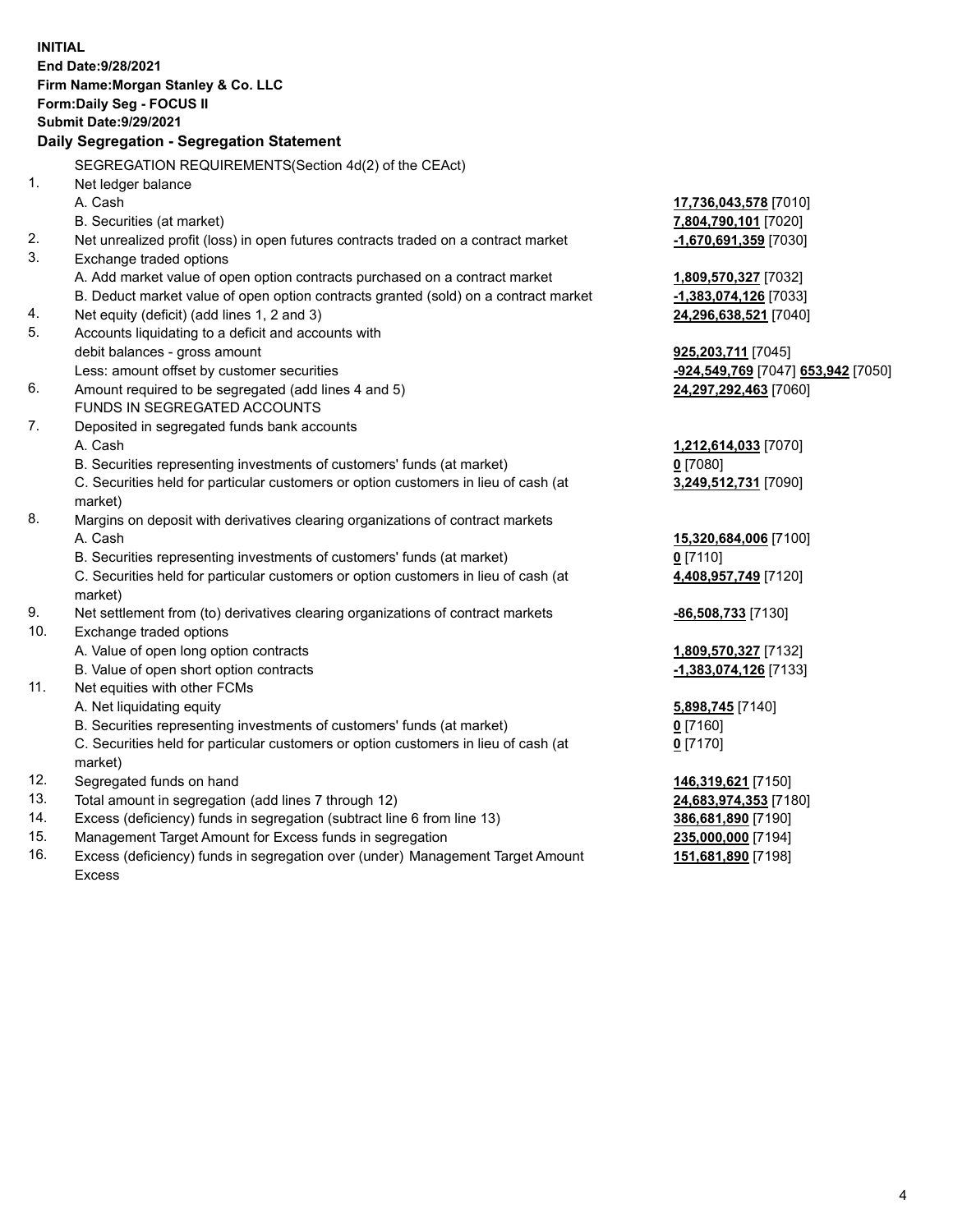**INITIAL**
**End Date:9/28/2021**
**Firm Name:Morgan Stanley & Co. LLC**
**Form:Daily Seg - FOCUS II**
**Submit Date:9/29/2021**

**Daily Segregation - Segregation Statement**

SEGREGATION REQUIREMENTS(Section 4d(2) of the CEAct)

| | | |
|---|---|---|
| 1. | Net ledger balance | |
| | A. Cash | **17,736,043,578** [7010] |
| | B. Securities (at market) | **7,804,790,101** [7020] |
| 2. | Net unrealized profit (loss) in open futures contracts traded on a contract market | **-1,670,691,359** [7030] |
| 3. | Exchange traded options | |
| | A. Add market value of open option contracts purchased on a contract market | **1,809,570,327** [7032] |
| | B. Deduct market value of open option contracts granted (sold) on a contract market | **-1,383,074,126** [7033] |
| 4. | Net equity (deficit) (add lines 1, 2 and 3) | **24,296,638,521** [7040] |
| 5. | Accounts liquidating to a deficit and accounts with | |
| | debit balances - gross amount | **925,203,711** [7045] |
| | Less: amount offset by customer securities | **-924,549,769** [7047] **653,942** [7050] |
| 6. | Amount required to be segregated (add lines 4 and 5) | **24,297,292,463** [7060] |
| | FUNDS IN SEGREGATED ACCOUNTS | |
| 7. | Deposited in segregated funds bank accounts | |
| | A. Cash | **1,212,614,033** [7070] |
| | B. Securities representing investments of customers' funds (at market) | **0** [7080] |
| | C. Securities held for particular customers or option customers in lieu of cash (at market) | **3,249,512,731** [7090] |
| 8. | Margins on deposit with derivatives clearing organizations of contract markets | |
| | A. Cash | **15,320,684,006** [7100] |
| | B. Securities representing investments of customers' funds (at market) | **0** [7110] |
| | C. Securities held for particular customers or option customers in lieu of cash (at market) | **4,408,957,749** [7120] |
| 9. | Net settlement from (to) derivatives clearing organizations of contract markets | **-86,508,733** [7130] |
| 10. | Exchange traded options | |
| | A. Value of open long option contracts | **1,809,570,327** [7132] |
| | B. Value of open short option contracts | **-1,383,074,126** [7133] |
| 11. | Net equities with other FCMs | |
| | A. Net liquidating equity | **5,898,745** [7140] |
| | B. Securities representing investments of customers' funds (at market) | **0** [7160] |
| | C. Securities held for particular customers or option customers in lieu of cash (at market) | **0** [7170] |
| 12. | Segregated funds on hand | **146,319,621** [7150] |
| 13. | Total amount in segregation (add lines 7 through 12) | **24,683,974,353** [7180] |
| 14. | Excess (deficiency) funds in segregation (subtract line 6 from line 13) | **386,681,890** [7190] |
| 15. | Management Target Amount for Excess funds in segregation | **235,000,000** [7194] |
| 16. | Excess (deficiency) funds in segregation over (under) Management Target Amount Excess | **151,681,890** [7198] |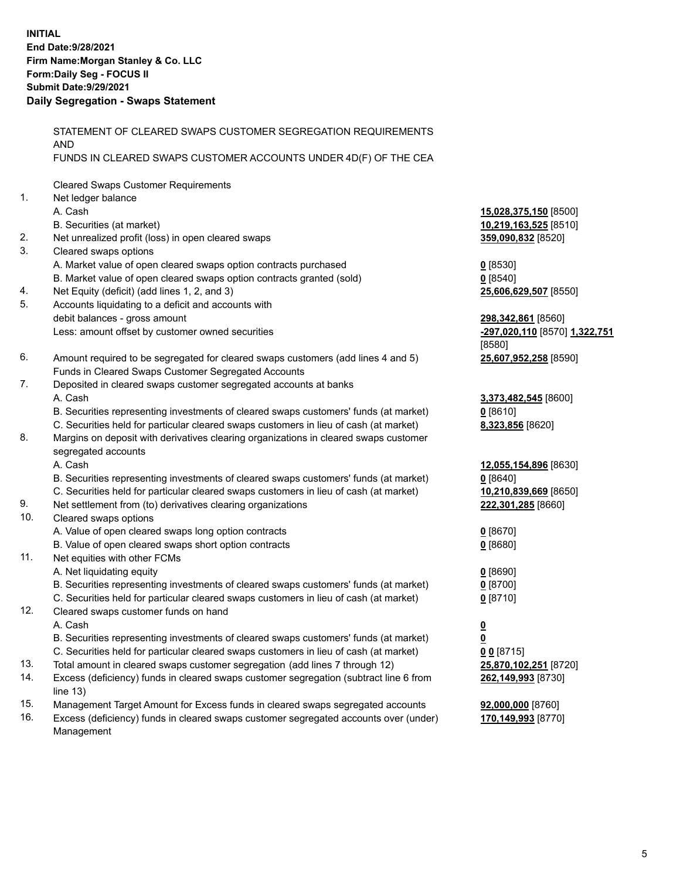**INITIAL**
**End Date:9/28/2021**
**Firm Name:Morgan Stanley & Co. LLC**
**Form:Daily Seg - FOCUS II**
**Submit Date:9/29/2021**
**Daily Segregation - Swaps Statement**

STATEMENT OF CLEARED SWAPS CUSTOMER SEGREGATION REQUIREMENTS AND FUNDS IN CLEARED SWAPS CUSTOMER ACCOUNTS UNDER 4D(F) OF THE CEA

| | | |
|---|---|---|
| | Cleared Swaps Customer Requirements | |
| 1. | Net ledger balance | |
| | A. Cash | **15,028,375,150** [8500] |
| | B. Securities (at market) | **10,219,163,525** [8510] |
| 2. | Net unrealized profit (loss) in open cleared swaps | **359,090,832** [8520] |
| 3. | Cleared swaps options | |
| | A. Market value of open cleared swaps option contracts purchased | **0** [8530] |
| | B. Market value of open cleared swaps option contracts granted (sold) | **0** [8540] |
| 4. | Net Equity (deficit) (add lines 1, 2, and 3) | **25,606,629,507** [8550] |
| 5. | Accounts liquidating to a deficit and accounts with debit balances - gross amount | **298,342,861** [8560] |
| | Less: amount offset by customer owned securities | **-297,020,110** [8570] **1,322,751** [8580] |
| 6. | Amount required to be segregated for cleared swaps customers (add lines 4 and 5) | **25,607,952,258** [8590] |
| | Funds in Cleared Swaps Customer Segregated Accounts | |
| 7. | Deposited in cleared swaps customer segregated accounts at banks | |
| | A. Cash | **3,373,482,545** [8600] |
| | B. Securities representing investments of cleared swaps customers' funds (at market) | **0** [8610] |
| | C. Securities held for particular cleared swaps customers in lieu of cash (at market) | **8,323,856** [8620] |
| 8. | Margins on deposit with derivatives clearing organizations in cleared swaps customer segregated accounts | |
| | A. Cash | **12,055,154,896** [8630] |
| | B. Securities representing investments of cleared swaps customers' funds (at market) | **0** [8640] |
| | C. Securities held for particular cleared swaps customers in lieu of cash (at market) | **10,210,839,669** [8650] |
| 9. | Net settlement from (to) derivatives clearing organizations | **222,301,285** [8660] |
| 10. | Cleared swaps options | |
| | A. Value of open cleared swaps long option contracts | **0** [8670] |
| | B. Value of open cleared swaps short option contracts | **0** [8680] |
| 11. | Net equities with other FCMs | |
| | A. Net liquidating equity | **0** [8690] |
| | B. Securities representing investments of cleared swaps customers' funds (at market) | **0** [8700] |
| | C. Securities held for particular cleared swaps customers in lieu of cash (at market) | **0** [8710] |
| 12. | Cleared swaps customer funds on hand | |
| | A. Cash | **0** |
| | B. Securities representing investments of cleared swaps customers' funds (at market) | **0** |
| | C. Securities held for particular cleared swaps customers in lieu of cash (at market) | **0** **0** [8715] |
| 13. | Total amount in cleared swaps customer segregation (add lines 7 through 12) | **25,870,102,251** [8720] |
| 14. | Excess (deficiency) funds in cleared swaps customer segregation (subtract line 6 from line 13) | **262,149,993** [8730] |
| 15. | Management Target Amount for Excess funds in cleared swaps segregated accounts | **92,000,000** [8760] |
| 16. | Excess (deficiency) funds in cleared swaps customer segregated accounts over (under) Management | **170,149,993** [8770] |